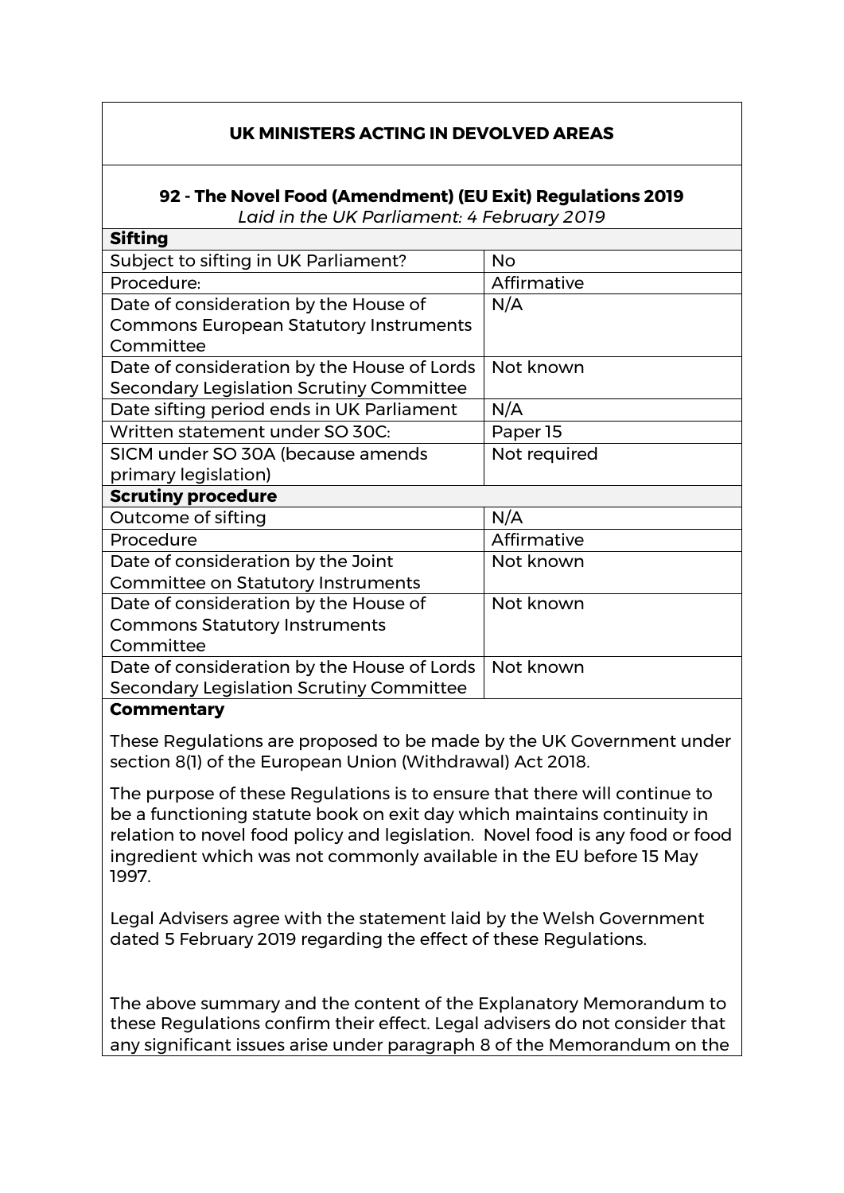## UK MINISTERS ACTING IN DEVOLVED AREAS

### 92 - The Novel Food (Amendment) (EU Exit) Regulations 2019

*Laid in the UK Parliament: 4 February 2019*

| **Sifting** | |
|---|---|
| Subject to sifting in UK Parliament? | No |
| Procedure: | Affirmative |
| Date of consideration by the House of Commons European Statutory Instruments Committee | N/A |
| Date of consideration by the House of Lords Secondary Legislation Scrutiny Committee | Not known |
| Date sifting period ends in UK Parliament | N/A |
| Written statement under SO 30C: | Paper 15 |
| SICM under SO 30A (because amends primary legislation) | Not required |
| **Scrutiny procedure** | |
| Outcome of sifting | N/A |
| Procedure | Affirmative |
| Date of consideration by the Joint Committee on Statutory Instruments | Not known |
| Date of consideration by the House of Commons Statutory Instruments Committee | Not known |
| Date of consideration by the House of Lords Secondary Legislation Scrutiny Committee | Not known |

**Commentary**

These Regulations are proposed to be made by the UK Government under section 8(1) of the European Union (Withdrawal) Act 2018.

The purpose of these Regulations is to ensure that there will continue to be a functioning statute book on exit day which maintains continuity in relation to novel food policy and legislation. Novel food is any food or food ingredient which was not commonly available in the EU before 15 May 1997.

Legal Advisers agree with the statement laid by the Welsh Government dated 5 February 2019 regarding the effect of these Regulations.

The above summary and the content of the Explanatory Memorandum to these Regulations confirm their effect. Legal advisers do not consider that any significant issues arise under paragraph 8 of the Memorandum on the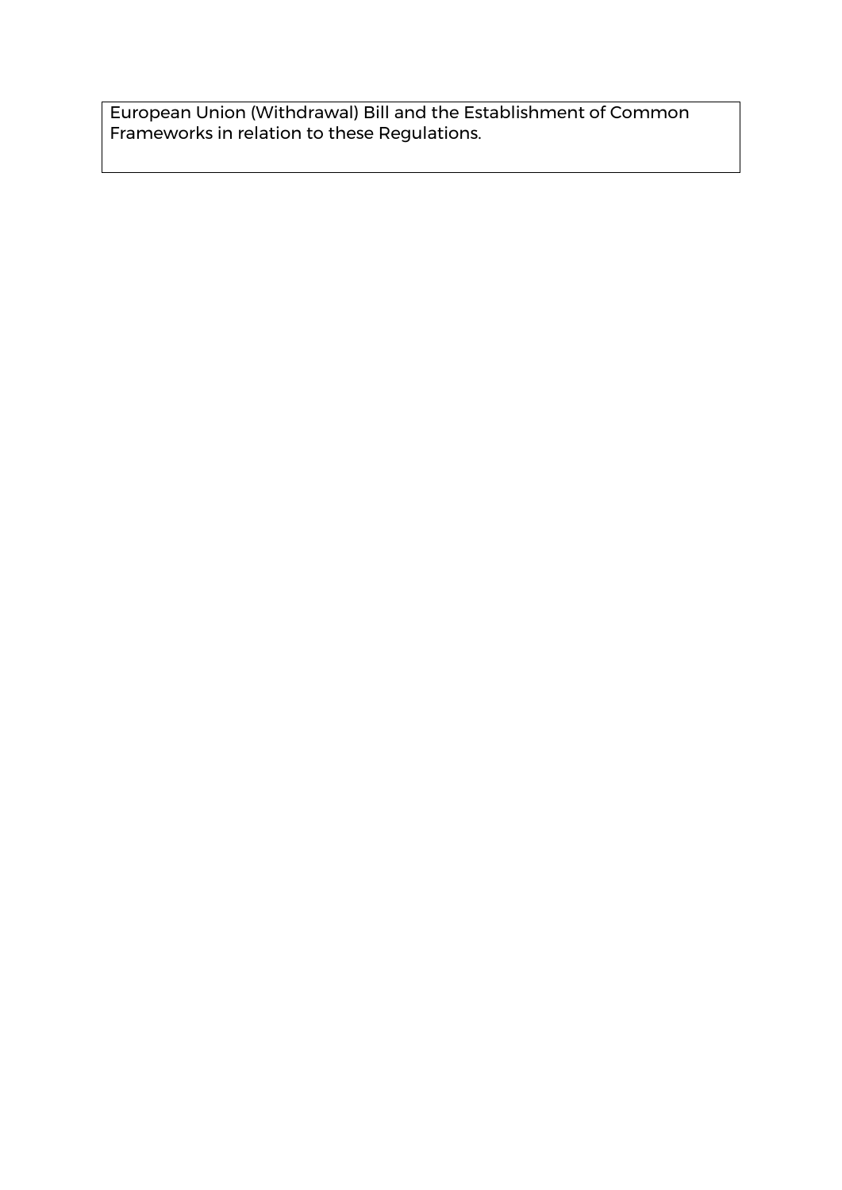European Union (Withdrawal) Bill and the Establishment of Common Frameworks in relation to these Regulations.